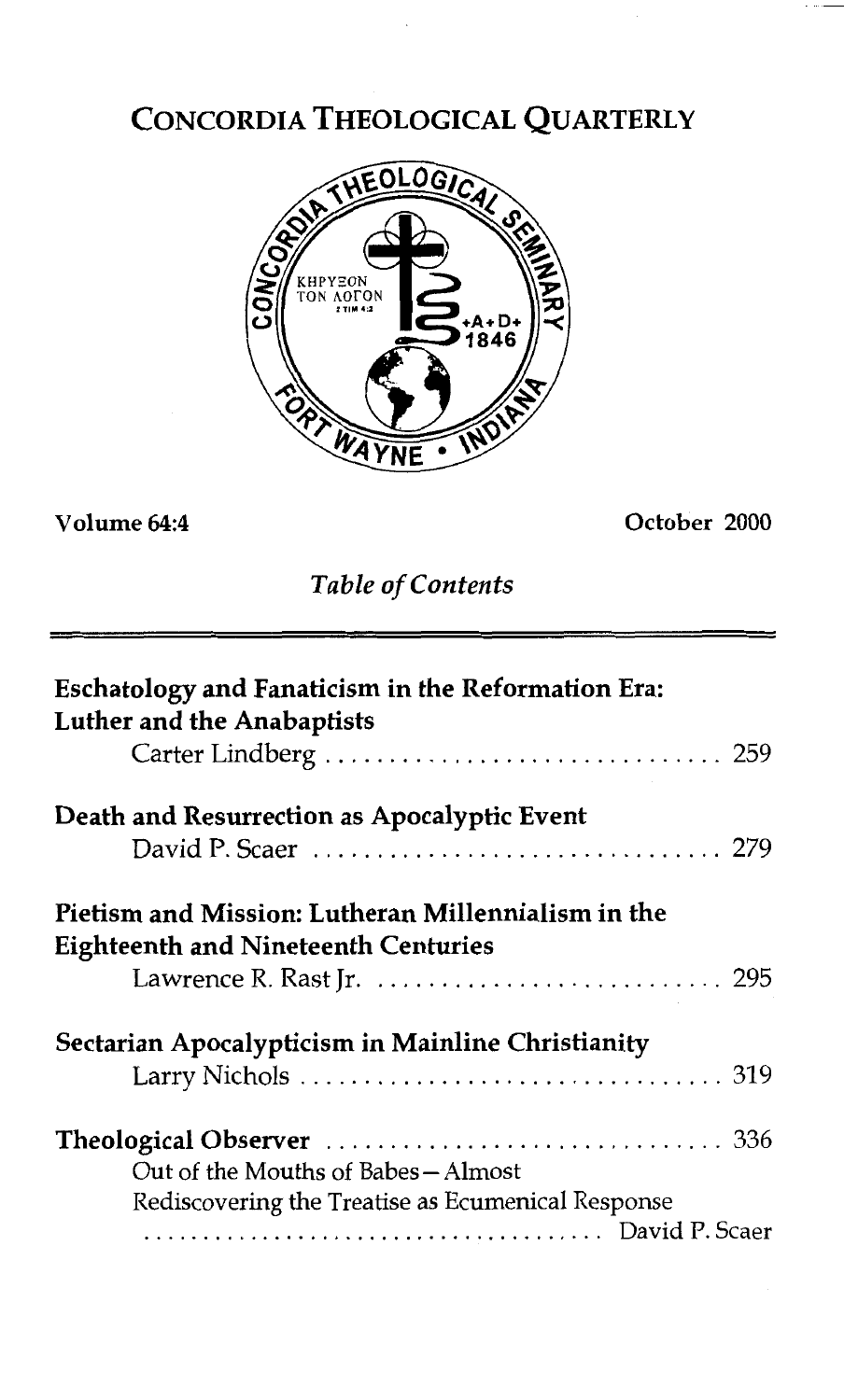# CONCORDIA THEOLOGICAL QUARTERLY

Volume 64:4 October 2000

*Table of Contents*

**Eschatology and Fanaticism in the Reformation Era: Luther and the Anabaptists**
Carter Lindberg . . . . . . . . . . . . . . . . . . . . . . . . . . . . . 259

**Death and Resurrection as Apocalyptic Event**
David P. Scaer . . . . . . . . . . . . . . . . . . . . . . . . . . . . . 279

**Pietism and Mission: Lutheran Millennialism in the Eighteenth and Nineteenth Centuries**
Lawrence R. Rast Jr. . . . . . . . . . . . . . . . . . . . . . . . . . 295

**Sectarian Apocalypticism in Mainline Christianity**
Larry Nichols . . . . . . . . . . . . . . . . . . . . . . . . . . . . . 319

**Theological Observer** . . . . . . . . . . . . . . . . . . . . . . . . . 336
Out of the Mouths of Babes—Almost
Rediscovering the Treatise as Ecumenical Response
. . . . . . . . . . . . . . . . . . . . . . . . . . . . . . . David P. Scaer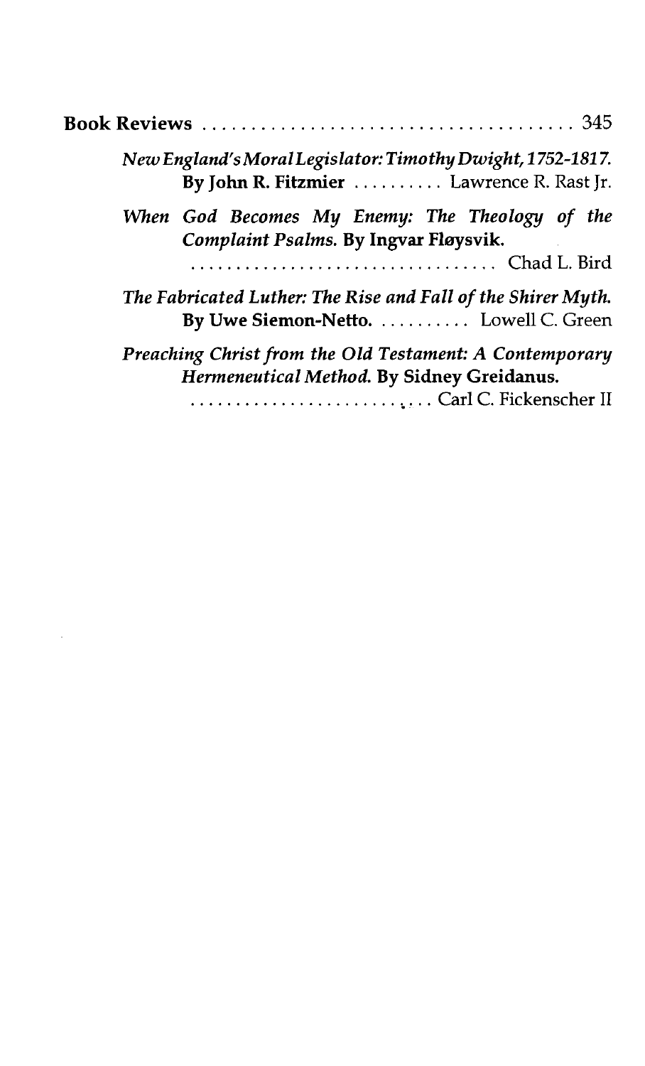**Book Reviews** .................................... 345

*New England's Moral Legislator: Timothy Dwight, 1752-1817.* **By John R. Fitzmier** .......... Lawrence R. Rast Jr.

*When God Becomes My Enemy: The Theology of the Complaint Psalms.* **By Ingvar Fløysvik.** .................................. Chad L. Bird

*The Fabricated Luther: The Rise and Fall of the Shirer Myth.* **By Uwe Siemon-Netto.** .......... Lowell C. Green

*Preaching Christ from the Old Testament: A Contemporary Hermeneutical Method.* **By Sidney Greidanus.** ............................ Carl C. Fickenscher II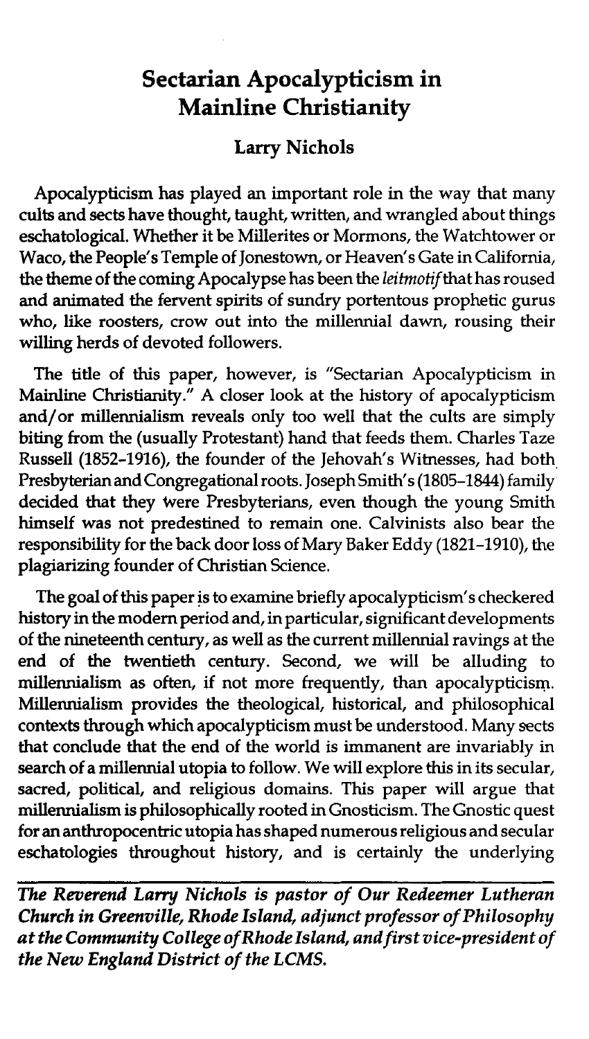# Sectarian Apocalypticism in Mainline Christianity

## Larry Nichols

Apocalypticism has played an important role in the way that many cults and sects have thought, taught, written, and wrangled about things eschatological. Whether it be Millerites or Mormons, the Watchtower or Waco, the People's Temple of Jonestown, or Heaven's Gate in California, the theme of the coming Apocalypse has been the *leitmotif* that has roused and animated the fervent spirits of sundry portentous prophetic gurus who, like roosters, crow out into the millennial dawn, rousing their willing herds of devoted followers.

The title of this paper, however, is "Sectarian Apocalypticism in Mainline Christianity." A closer look at the history of apocalypticism and/or millennialism reveals only too well that the cults are simply biting from the (usually Protestant) hand that feeds them. Charles Taze Russell (1852–1916), the founder of the Jehovah's Witnesses, had both Presbyterian and Congregational roots. Joseph Smith's (1805–1844) family decided that they were Presbyterians, even though the young Smith himself was not predestined to remain one. Calvinists also bear the responsibility for the back door loss of Mary Baker Eddy (1821–1910), the plagiarizing founder of Christian Science.

The goal of this paper is to examine briefly apocalypticism's checkered history in the modern period and, in particular, significant developments of the nineteenth century, as well as the current millennial ravings at the end of the twentieth century. Second, we will be alluding to millennialism as often, if not more frequently, than apocalypticism. Millennialism provides the theological, historical, and philosophical contexts through which apocalypticism must be understood. Many sects that conclude that the end of the world is immanent are invariably in search of a millennial utopia to follow. We will explore this in its secular, sacred, political, and religious domains. This paper will argue that millennialism is philosophically rooted in Gnosticism. The Gnostic quest for an anthropocentric utopia has shaped numerous religious and secular eschatologies throughout history, and is certainly the underlying

***The Reverend Larry Nichols is pastor of Our Redeemer Lutheran Church in Greenville, Rhode Island, adjunct professor of Philosophy at the Community College of Rhode Island, and first vice-president of the New England District of the LCMS.***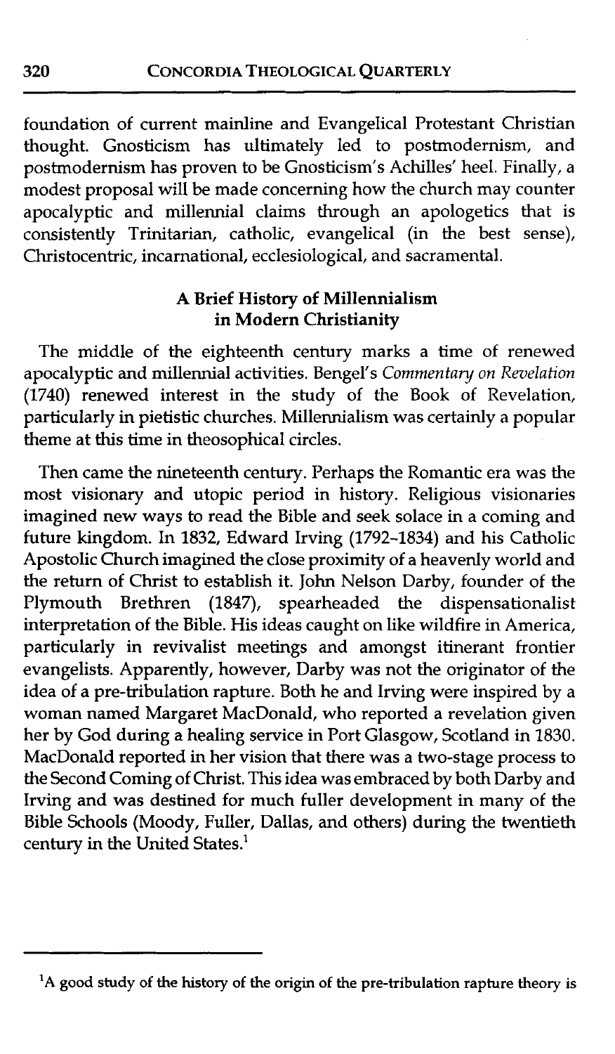foundation of current mainline and Evangelical Protestant Christian thought. Gnosticism has ultimately led to postmodernism, and postmodernism has proven to be Gnosticism's Achilles' heel. Finally, a modest proposal will be made concerning how the church may counter apocalyptic and millennial claims through an apologetics that is consistently Trinitarian, catholic, evangelical (in the best sense), Christocentric, incarnational, ecclesiological, and sacramental.

## A Brief History of Millennialism in Modern Christianity

The middle of the eighteenth century marks a time of renewed apocalyptic and millennial activities. Bengel's *Commentary on Revelation* (1740) renewed interest in the study of the Book of Revelation, particularly in pietistic churches. Millennialism was certainly a popular theme at this time in theosophical circles.

Then came the nineteenth century. Perhaps the Romantic era was the most visionary and utopic period in history. Religious visionaries imagined new ways to read the Bible and seek solace in a coming and future kingdom. In 1832, Edward Irving (1792-1834) and his Catholic Apostolic Church imagined the close proximity of a heavenly world and the return of Christ to establish it. John Nelson Darby, founder of the Plymouth Brethren (1847), spearheaded the dispensationalist interpretation of the Bible. His ideas caught on like wildfire in America, particularly in revivalist meetings and amongst itinerant frontier evangelists. Apparently, however, Darby was not the originator of the idea of a pre-tribulation rapture. Both he and Irving were inspired by a woman named Margaret MacDonald, who reported a revelation given her by God during a healing service in Port Glasgow, Scotland in 1830. MacDonald reported in her vision that there was a two-stage process to the Second Coming of Christ. This idea was embraced by both Darby and Irving and was destined for much fuller development in many of the Bible Schools (Moody, Fuller, Dallas, and others) during the twentieth century in the United States.[1]

---

[1]A good study of the history of the origin of the pre-tribulation rapture theory is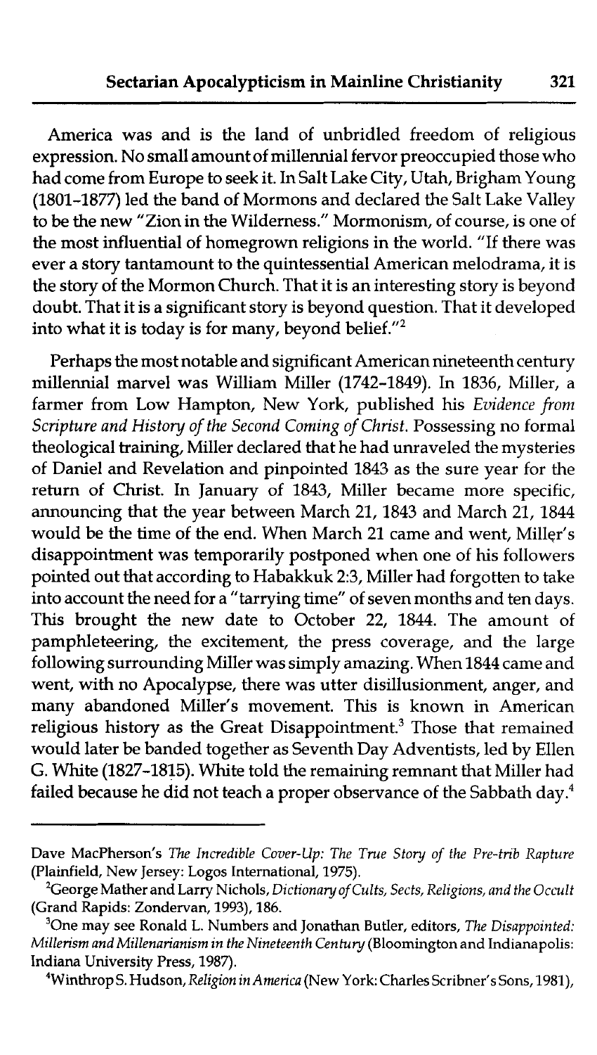America was and is the land of unbridled freedom of religious expression. No small amount of millennial fervor preoccupied those who had come from Europe to seek it. In Salt Lake City, Utah, Brigham Young (1801-1877) led the band of Mormons and declared the Salt Lake Valley to be the new "Zion in the Wilderness." Mormonism, of course, is one of the most influential of homegrown religions in the world. "If there was ever a story tantamount to the quintessential American melodrama, it is the story of the Mormon Church. That it is an interesting story is beyond doubt. That it is a significant story is beyond question. That it developed into what it is today is for many, beyond belief."[2]

Perhaps the most notable and significant American nineteenth century millennial marvel was William Miller (1742-1849). In 1836, Miller, a farmer from Low Hampton, New York, published his *Evidence from Scripture and History of the Second Coming of Christ.* Possessing no formal theological training, Miller declared that he had unraveled the mysteries of Daniel and Revelation and pinpointed 1843 as the sure year for the return of Christ. In January of 1843, Miller became more specific, announcing that the year between March 21, 1843 and March 21, 1844 would be the time of the end. When March 21 came and went, Miller's disappointment was temporarily postponed when one of his followers pointed out that according to Habakkuk 2:3, Miller had forgotten to take into account the need for a "tarrying time" of seven months and ten days. This brought the new date to October 22, 1844. The amount of pamphleteering, the excitement, the press coverage, and the large following surrounding Miller was simply amazing. When 1844 came and went, with no Apocalypse, there was utter disillusionment, anger, and many abandoned Miller's movement. This is known in American religious history as the Great Disappointment.[3] Those that remained would later be banded together as Seventh Day Adventists, led by Ellen G. White (1827-1815). White told the remaining remnant that Miller had failed because he did not teach a proper observance of the Sabbath day.[4]

---

Dave MacPherson's *The Incredible Cover-Up: The True Story of the Pre-trib Rapture* (Plainfield, New Jersey: Logos International, 1975).

[2]George Mather and Larry Nichols, *Dictionary of Cults, Sects, Religions, and the Occult* (Grand Rapids: Zondervan, 1993), 186.

[3]One may see Ronald L. Numbers and Jonathan Butler, editors, *The Disappointed: Millerism and Millenarianism in the Nineteenth Century* (Bloomington and Indianapolis: Indiana University Press, 1987).

[4]Winthrop S. Hudson, *Religion in America* (New York: Charles Scribner's Sons, 1981),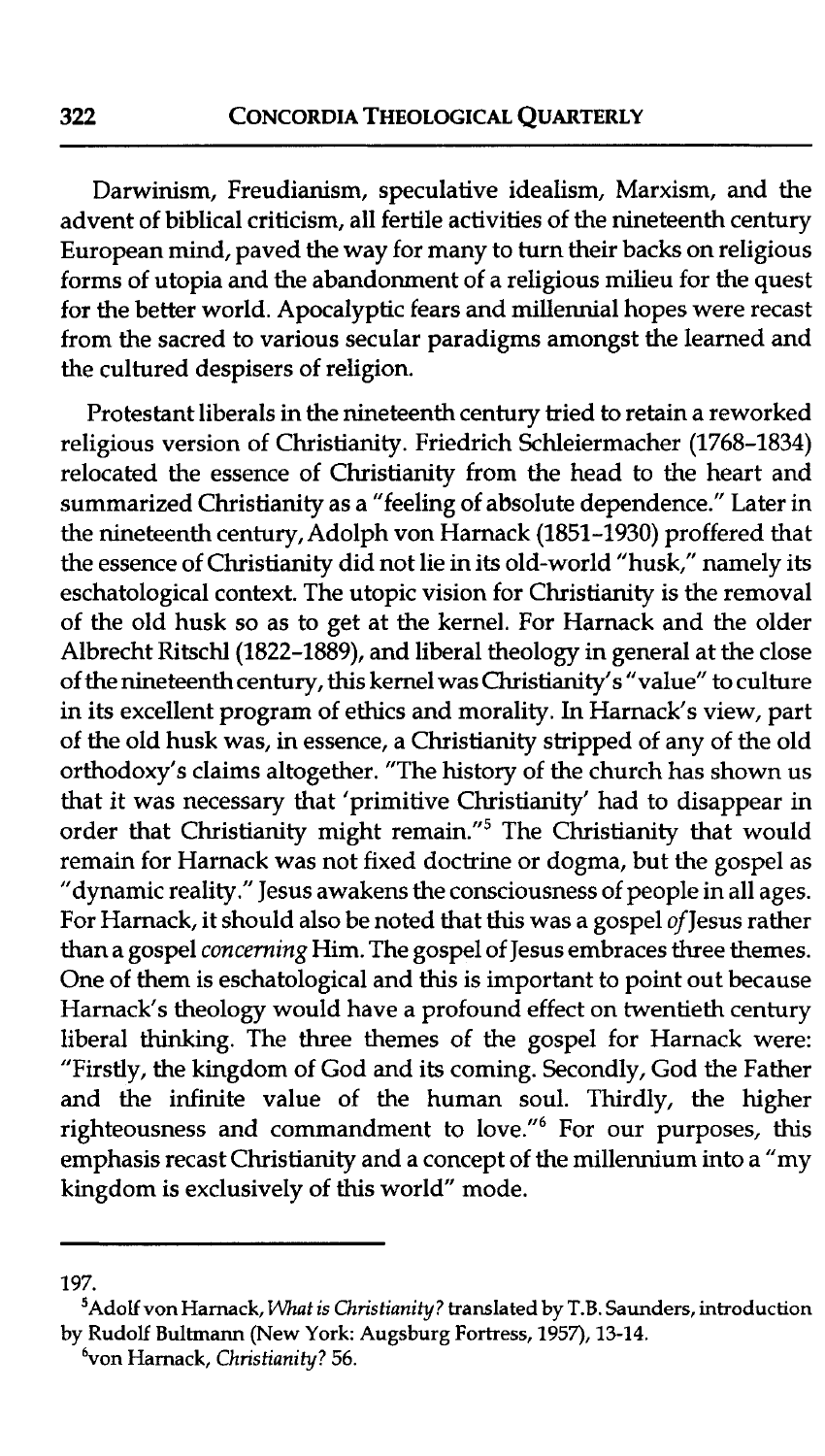Darwinism, Freudianism, speculative idealism, Marxism, and the advent of biblical criticism, all fertile activities of the nineteenth century European mind, paved the way for many to turn their backs on religious forms of utopia and the abandonment of a religious milieu for the quest for the better world. Apocalyptic fears and millennial hopes were recast from the sacred to various secular paradigms amongst the learned and the cultured despisers of religion.

Protestant liberals in the nineteenth century tried to retain a reworked religious version of Christianity. Friedrich Schleiermacher (1768-1834) relocated the essence of Christianity from the head to the heart and summarized Christianity as a "feeling of absolute dependence." Later in the nineteenth century, Adolph von Harnack (1851-1930) proffered that the essence of Christianity did not lie in its old-world "husk," namely its eschatological context. The utopic vision for Christianity is the removal of the old husk so as to get at the kernel. For Harnack and the older Albrecht Ritschl (1822-1889), and liberal theology in general at the close of the nineteenth century, this kernel was Christianity's "value" to culture in its excellent program of ethics and morality. In Harnack's view, part of the old husk was, in essence, a Christianity stripped of any of the old orthodoxy's claims altogether. "The history of the church has shown us that it was necessary that 'primitive Christianity' had to disappear in order that Christianity might remain."[5] The Christianity that would remain for Harnack was not fixed doctrine or dogma, but the gospel as "dynamic reality." Jesus awakens the consciousness of people in all ages. For Harnack, it should also be noted that this was a gospel *of* Jesus rather than a gospel *concerning* Him. The gospel of Jesus embraces three themes. One of them is eschatological and this is important to point out because Harnack's theology would have a profound effect on twentieth century liberal thinking. The three themes of the gospel for Harnack were: "Firstly, the kingdom of God and its coming. Secondly, God the Father and the infinite value of the human soul. Thirdly, the higher righteousness and commandment to love."[6] For our purposes, this emphasis recast Christianity and a concept of the millennium into a "my kingdom is exclusively of this world" mode.

---

197.

[5]Adolf von Harnack, *What is Christianity?* translated by T.B. Saunders, introduction by Rudolf Bultmann (New York: Augsburg Fortress, 1957), 13-14.

[6]von Harnack, *Christianity?* 56.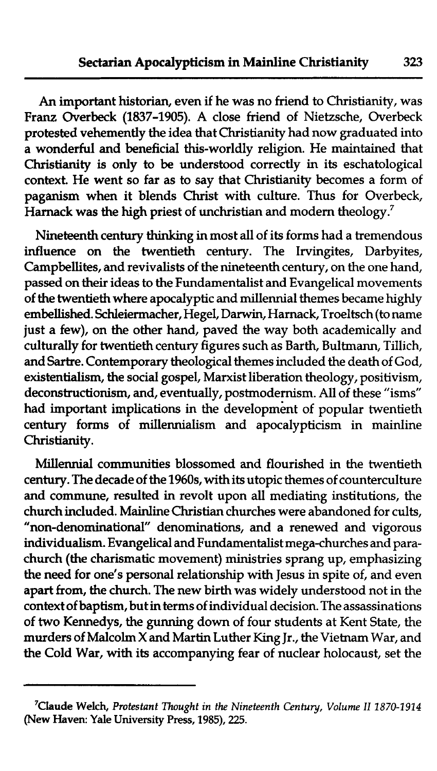An important historian, even if he was no friend to Christianity, was Franz Overbeck (1837-1905). A close friend of Nietzsche, Overbeck protested vehemently the idea that Christianity had now graduated into a wonderful and beneficial this-worldly religion. He maintained that Christianity is only to be understood correctly in its eschatological context. He went so far as to say that Christianity becomes a form of paganism when it blends Christ with culture. Thus for Overbeck, Harnack was the high priest of unchristian and modern theology.[7]

Nineteenth century thinking in most all of its forms had a tremendous influence on the twentieth century. The Irvingites, Darbyites, Campbellites, and revivalists of the nineteenth century, on the one hand, passed on their ideas to the Fundamentalist and Evangelical movements of the twentieth where apocalyptic and millennial themes became highly embellished. Schleiermacher, Hegel, Darwin, Harnack, Troeltsch (to name just a few), on the other hand, paved the way both academically and culturally for twentieth century figures such as Barth, Bultmann, Tillich, and Sartre. Contemporary theological themes included the death of God, existentialism, the social gospel, Marxist liberation theology, positivism, deconstructionism, and, eventually, postmodernism. All of these "isms" had important implications in the development of popular twentieth century forms of millennialism and apocalypticism in mainline Christianity.

Millennial communities blossomed and flourished in the twentieth century. The decade of the 1960s, with its utopic themes of counterculture and commune, resulted in revolt upon all mediating institutions, the church included. Mainline Christian churches were abandoned for cults, "non-denominational" denominations, and a renewed and vigorous individualism. Evangelical and Fundamentalist mega-churches and para-church (the charismatic movement) ministries sprang up, emphasizing the need for one's personal relationship with Jesus in spite of, and even apart from, the church. The new birth was widely understood not in the context of baptism, but in terms of individual decision. The assassinations of two Kennedys, the gunning down of four students at Kent State, the murders of Malcolm X and Martin Luther King Jr., the Vietnam War, and the Cold War, with its accompanying fear of nuclear holocaust, set the

---

[7]Claude Welch, *Protestant Thought in the Nineteenth Century, Volume II 1870-1914* (New Haven: Yale University Press, 1985), 225.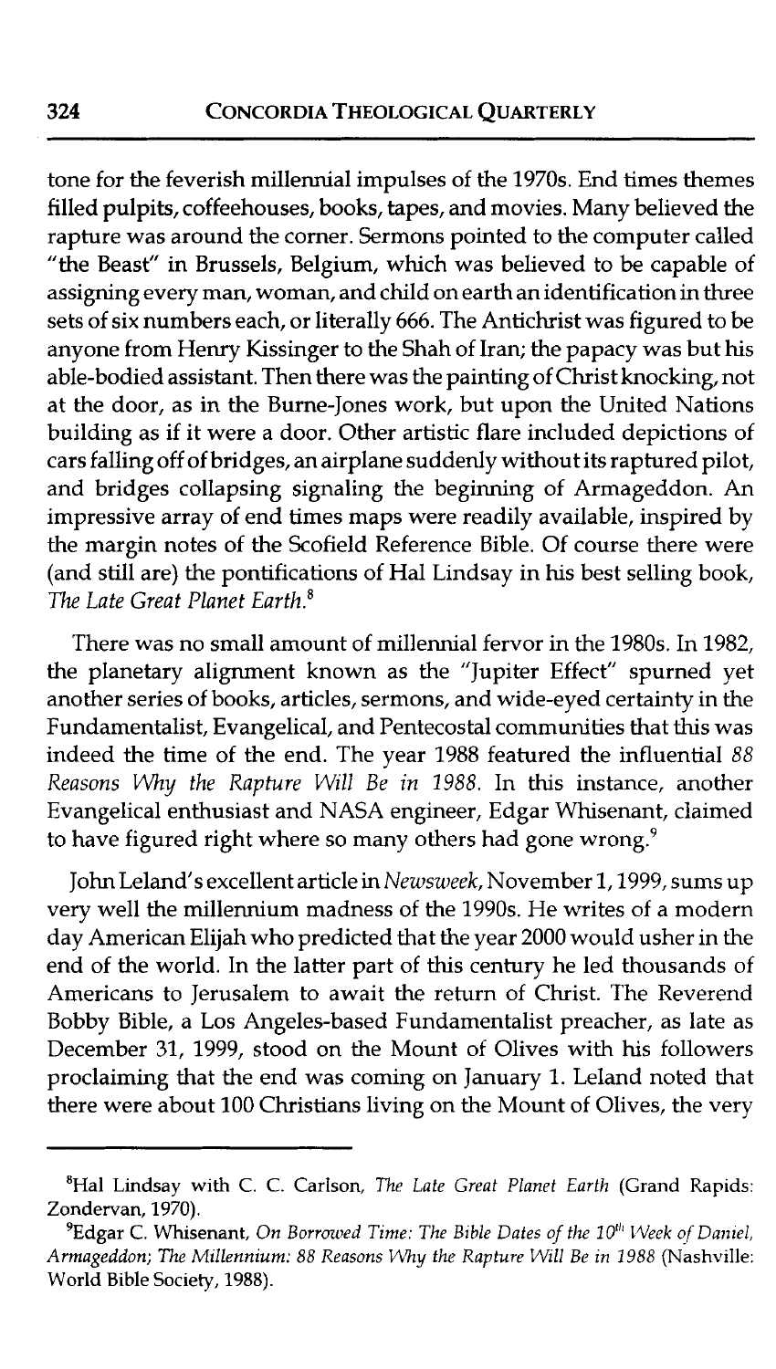tone for the feverish millennial impulses of the 1970s. End times themes filled pulpits, coffeehouses, books, tapes, and movies. Many believed the rapture was around the corner. Sermons pointed to the computer called "the Beast" in Brussels, Belgium, which was believed to be capable of assigning every man, woman, and child on earth an identification in three sets of six numbers each, or literally 666. The Antichrist was figured to be anyone from Henry Kissinger to the Shah of Iran; the papacy was but his able-bodied assistant. Then there was the painting of Christ knocking, not at the door, as in the Burne-Jones work, but upon the United Nations building as if it were a door. Other artistic flare included depictions of cars falling off of bridges, an airplane suddenly without its raptured pilot, and bridges collapsing signaling the beginning of Armageddon. An impressive array of end times maps were readily available, inspired by the margin notes of the Scofield Reference Bible. Of course there were (and still are) the pontifications of Hal Lindsay in his best selling book, *The Late Great Planet Earth*.[8]

There was no small amount of millennial fervor in the 1980s. In 1982, the planetary alignment known as the "Jupiter Effect" spurned yet another series of books, articles, sermons, and wide-eyed certainty in the Fundamentalist, Evangelical, and Pentecostal communities that this was indeed the time of the end. The year 1988 featured the influential *88 Reasons Why the Rapture Will Be in 1988*. In this instance, another Evangelical enthusiast and NASA engineer, Edgar Whisenant, claimed to have figured right where so many others had gone wrong.[9]

John Leland's excellent article in *Newsweek*, November 1, 1999, sums up very well the millennium madness of the 1990s. He writes of a modern day American Elijah who predicted that the year 2000 would usher in the end of the world. In the latter part of this century he led thousands of Americans to Jerusalem to await the return of Christ. The Reverend Bobby Bible, a Los Angeles-based Fundamentalist preacher, as late as December 31, 1999, stood on the Mount of Olives with his followers proclaiming that the end was coming on January 1. Leland noted that there were about 100 Christians living on the Mount of Olives, the very

---

[8]Hal Lindsay with C. C. Carlson, *The Late Great Planet Earth* (Grand Rapids: Zondervan, 1970).

[9]Edgar C. Whisenant, *On Borrowed Time: The Bible Dates of the 10th Week of Daniel, Armageddon; The Millennium: 88 Reasons Why the Rapture Will Be in 1988* (Nashville: World Bible Society, 1988).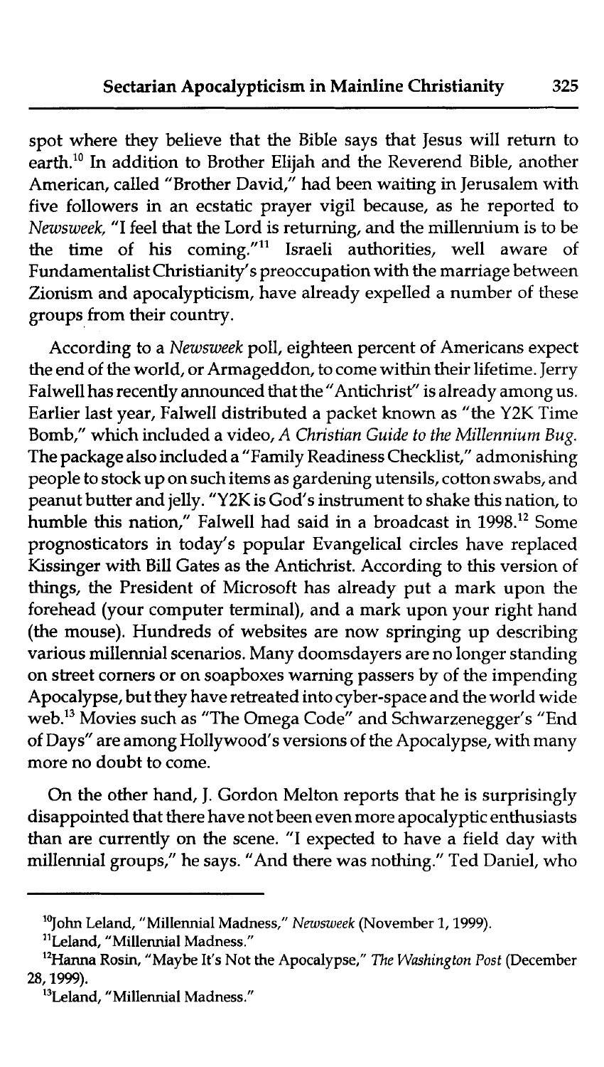spot where they believe that the Bible says that Jesus will return to earth.[10] In addition to Brother Elijah and the Reverend Bible, another American, called "Brother David," had been waiting in Jerusalem with five followers in an ecstatic prayer vigil because, as he reported to *Newsweek*, "I feel that the Lord is returning, and the millennium is to be the time of his coming."[11] Israeli authorities, well aware of Fundamentalist Christianity's preoccupation with the marriage between Zionism and apocalypticism, have already expelled a number of these groups from their country.

According to a *Newsweek* poll, eighteen percent of Americans expect the end of the world, or Armageddon, to come within their lifetime. Jerry Falwell has recently announced that the "Antichrist" is already among us. Earlier last year, Falwell distributed a packet known as "the Y2K Time Bomb," which included a video, *A Christian Guide to the Millennium Bug*. The package also included a "Family Readiness Checklist," admonishing people to stock up on such items as gardening utensils, cotton swabs, and peanut butter and jelly. "Y2K is God's instrument to shake this nation, to humble this nation," Falwell had said in a broadcast in 1998.[12] Some prognosticators in today's popular Evangelical circles have replaced Kissinger with Bill Gates as the Antichrist. According to this version of things, the President of Microsoft has already put a mark upon the forehead (your computer terminal), and a mark upon your right hand (the mouse). Hundreds of websites are now springing up describing various millennial scenarios. Many doomsdayers are no longer standing on street corners or on soapboxes warning passers by of the impending Apocalypse, but they have retreated into cyber-space and the world wide web.[13] Movies such as "The Omega Code" and Schwarzenegger's "End of Days" are among Hollywood's versions of the Apocalypse, with many more no doubt to come.

On the other hand, J. Gordon Melton reports that he is surprisingly disappointed that there have not been even more apocalyptic enthusiasts than are currently on the scene. "I expected to have a field day with millennial groups," he says. "And there was nothing." Ted Daniel, who

---

[10] John Leland, "Millennial Madness," *Newsweek* (November 1, 1999).

[11] Leland, "Millennial Madness."

[12] Hanna Rosin, "Maybe It's Not the Apocalypse," *The Washington Post* (December 28, 1999).

[13] Leland, "Millennial Madness."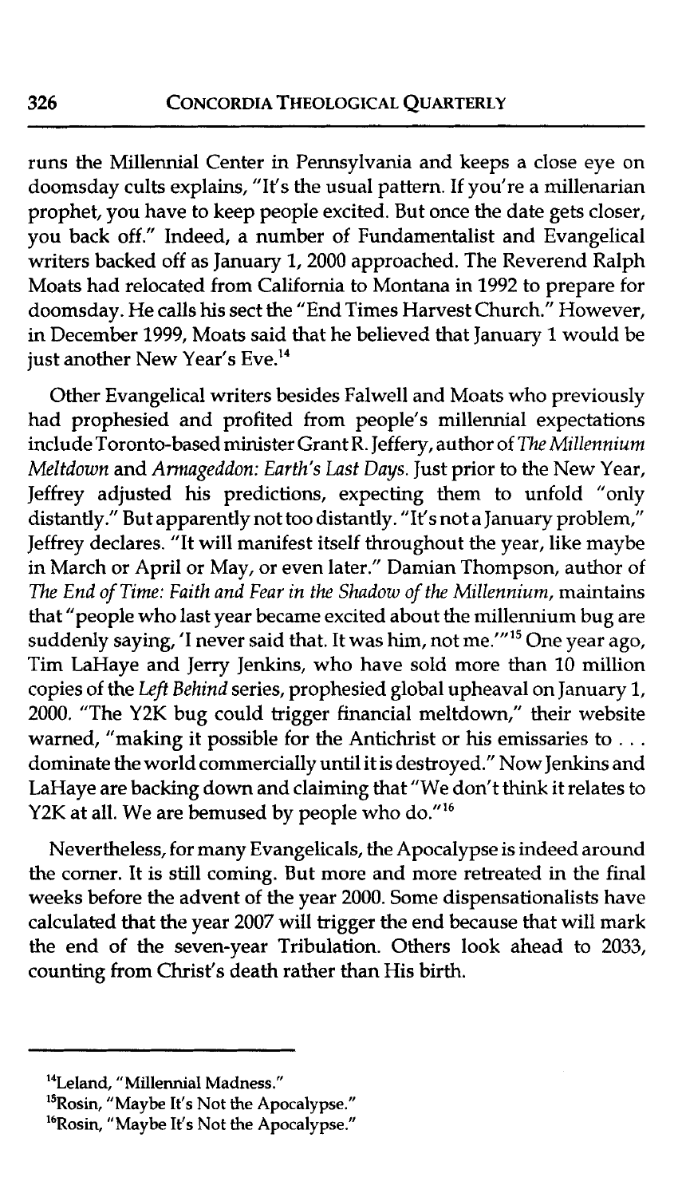runs the Millennial Center in Pennsylvania and keeps a close eye on doomsday cults explains, "It's the usual pattern. If you're a millenarian prophet, you have to keep people excited. But once the date gets closer, you back off." Indeed, a number of Fundamentalist and Evangelical writers backed off as January 1, 2000 approached. The Reverend Ralph Moats had relocated from California to Montana in 1992 to prepare for doomsday. He calls his sect the "End Times Harvest Church." However, in December 1999, Moats said that he believed that January 1 would be just another New Year's Eve.[14]

Other Evangelical writers besides Falwell and Moats who previously had prophesied and profited from people's millennial expectations include Toronto-based minister Grant R. Jeffery, author of *The Millennium Meltdown* and *Armageddon: Earth's Last Days*. Just prior to the New Year, Jeffrey adjusted his predictions, expecting them to unfold "only distantly." But apparently not too distantly. "It's not a January problem," Jeffrey declares. "It will manifest itself throughout the year, like maybe in March or April or May, or even later." Damian Thompson, author of *The End of Time: Faith and Fear in the Shadow of the Millennium*, maintains that "people who last year became excited about the millennium bug are suddenly saying, 'I never said that. It was him, not me.'"[15] One year ago, Tim LaHaye and Jerry Jenkins, who have sold more than 10 million copies of the *Left Behind* series, prophesied global upheaval on January 1, 2000. "The Y2K bug could trigger financial meltdown," their website warned, "making it possible for the Antichrist or his emissaries to . . . dominate the world commercially until it is destroyed." Now Jenkins and LaHaye are backing down and claiming that "We don't think it relates to Y2K at all. We are bemused by people who do."[16]

Nevertheless, for many Evangelicals, the Apocalypse is indeed around the corner. It is still coming. But more and more retreated in the final weeks before the advent of the year 2000. Some dispensationalists have calculated that the year 2007 will trigger the end because that will mark the end of the seven-year Tribulation. Others look ahead to 2033, counting from Christ's death rather than His birth.

---

[14]Leland, "Millennial Madness."

[15]Rosin, "Maybe It's Not the Apocalypse."

[16]Rosin, "Maybe It's Not the Apocalypse."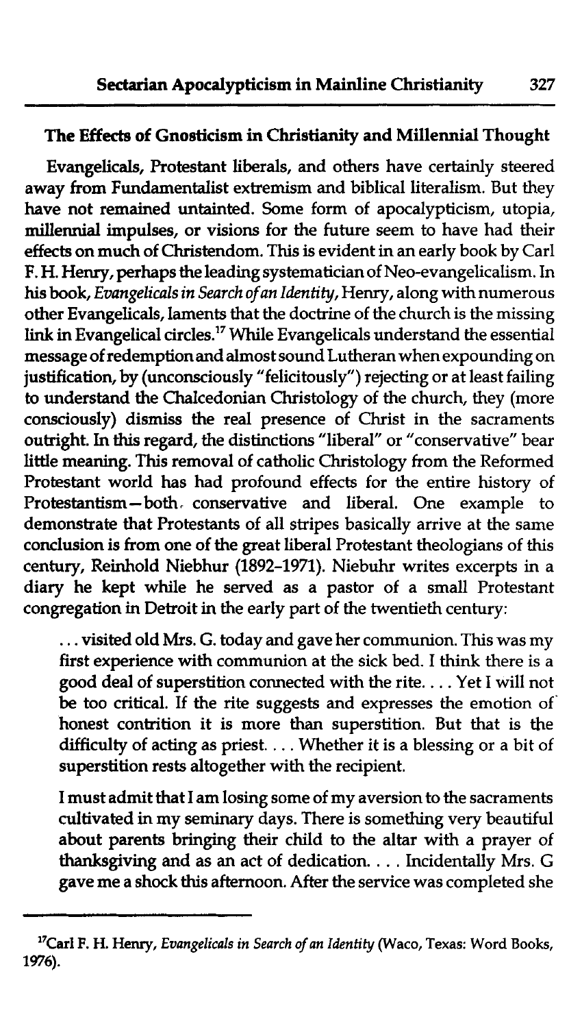## The Effects of Gnosticism in Christianity and Millennial Thought

Evangelicals, Protestant liberals, and others have certainly steered away from Fundamentalist extremism and biblical literalism. But they have not remained untainted. Some form of apocalypticism, utopia, millennial impulses, or visions for the future seem to have had their effects on much of Christendom. This is evident in an early book by Carl F. H. Henry, perhaps the leading systematician of Neo-evangelicalism. In his book, *Evangelicals in Search of an Identity*, Henry, along with numerous other Evangelicals, laments that the doctrine of the church is the missing link in Evangelical circles.[17] While Evangelicals understand the essential message of redemption and almost sound Lutheran when expounding on justification, by (unconsciously "felicitously") rejecting or at least failing to understand the Chalcedonian Christology of the church, they (more consciously) dismiss the real presence of Christ in the sacraments outright. In this regard, the distinctions "liberal" or "conservative" bear little meaning. This removal of catholic Christology from the Reformed Protestant world has had profound effects for the entire history of Protestantism—both conservative and liberal. One example to demonstrate that Protestants of all stripes basically arrive at the same conclusion is from one of the great liberal Protestant theologians of this century, Reinhold Niebhur (1892–1971). Niebuhr writes excerpts in a diary he kept while he served as a pastor of a small Protestant congregation in Detroit in the early part of the twentieth century:

> . . . visited old Mrs. G. today and gave her communion. This was my first experience with communion at the sick bed. I think there is a good deal of superstition connected with the rite. . . . Yet I will not be too critical. If the rite suggests and expresses the emotion of honest contrition it is more than superstition. But that is the difficulty of acting as priest. . . . Whether it is a blessing or a bit of superstition rests altogether with the recipient.
>
> I must admit that I am losing some of my aversion to the sacraments cultivated in my seminary days. There is something very beautiful about parents bringing their child to the altar with a prayer of thanksgiving and as an act of dedication. . . . Incidentally Mrs. G gave me a shock this afternoon. After the service was completed she

---

[17] Carl F. H. Henry, *Evangelicals in Search of an Identity* (Waco, Texas: Word Books, 1976).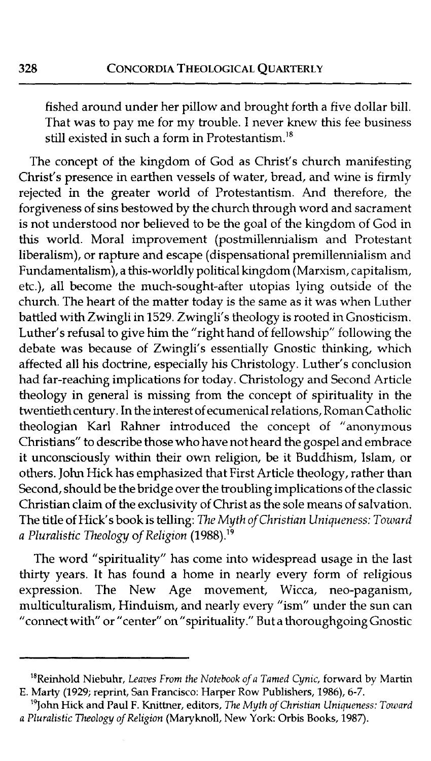fished around under her pillow and brought forth a five dollar bill. That was to pay me for my trouble. I never knew this fee business still existed in such a form in Protestantism.[18]

The concept of the kingdom of God as Christ's church manifesting Christ's presence in earthen vessels of water, bread, and wine is firmly rejected in the greater world of Protestantism. And therefore, the forgiveness of sins bestowed by the church through word and sacrament is not understood nor believed to be the goal of the kingdom of God in this world. Moral improvement (postmillennialism and Protestant liberalism), or rapture and escape (dispensational premillennialism and Fundamentalism), a this-worldly political kingdom (Marxism, capitalism, etc.), all become the much-sought-after utopias lying outside of the church. The heart of the matter today is the same as it was when Luther battled with Zwingli in 1529. Zwingli's theology is rooted in Gnosticism. Luther's refusal to give him the "right hand of fellowship" following the debate was because of Zwingli's essentially Gnostic thinking, which affected all his doctrine, especially his Christology. Luther's conclusion had far-reaching implications for today. Christology and Second Article theology in general is missing from the concept of spirituality in the twentieth century. In the interest of ecumenical relations, Roman Catholic theologian Karl Rahner introduced the concept of "anonymous Christians" to describe those who have not heard the gospel and embrace it unconsciously within their own religion, be it Buddhism, Islam, or others. John Hick has emphasized that First Article theology, rather than Second, should be the bridge over the troubling implications of the classic Christian claim of the exclusivity of Christ as the sole means of salvation. The title of Hick's book is telling: *The Myth of Christian Uniqueness: Toward a Pluralistic Theology of Religion* (1988).[19]

The word "spirituality" has come into widespread usage in the last thirty years. It has found a home in nearly every form of religious expression. The New Age movement, Wicca, neo-paganism, multiculturalism, Hinduism, and nearly every "ism" under the sun can "connect with" or "center" on "spirituality." But a thoroughgoing Gnostic

---

[18] Reinhold Niebuhr, *Leaves From the Notebook of a Tamed Cynic,* forward by Martin E. Marty (1929; reprint, San Francisco: Harper Row Publishers, 1986), 6-7.

[19] John Hick and Paul F. Knittner, editors, *The Myth of Christian Uniqueness: Toward a Pluralistic Theology of Religion* (Maryknoll, New York: Orbis Books, 1987).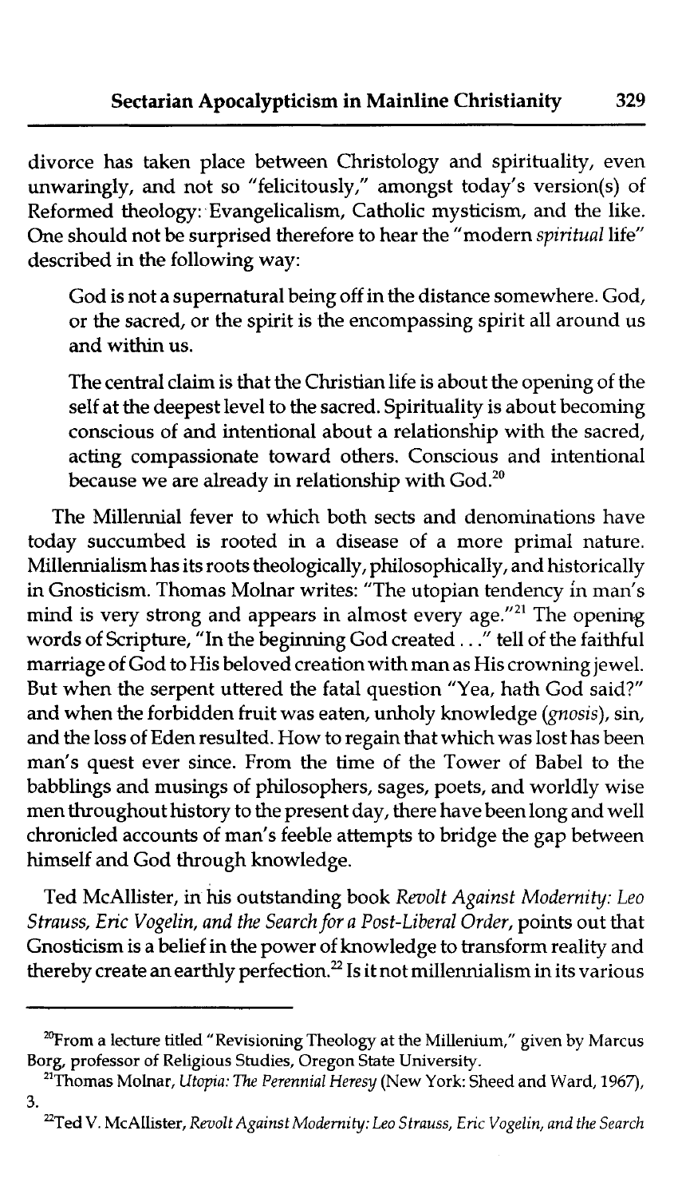divorce has taken place between Christology and spirituality, even unwaringly, and not so "felicitously," amongst today's version(s) of Reformed theology: Evangelicalism, Catholic mysticism, and the like. One should not be surprised therefore to hear the "modern *spiritual* life" described in the following way:

> God is not a supernatural being off in the distance somewhere. God, or the sacred, or the spirit is the encompassing spirit all around us and within us.
>
> The central claim is that the Christian life is about the opening of the self at the deepest level to the sacred. Spirituality is about becoming conscious of and intentional about a relationship with the sacred, acting compassionate toward others. Conscious and intentional because we are already in relationship with God.[20]

The Millennial fever to which both sects and denominations have today succumbed is rooted in a disease of a more primal nature. Millennialism has its roots theologically, philosophically, and historically in Gnosticism. Thomas Molnar writes: "The utopian tendency in man's mind is very strong and appears in almost every age."[21] The opening words of Scripture, "In the beginning God created . . ." tell of the faithful marriage of God to His beloved creation with man as His crowning jewel. But when the serpent uttered the fatal question "Yea, hath God said?" and when the forbidden fruit was eaten, unholy knowledge (*gnosis*), sin, and the loss of Eden resulted. How to regain that which was lost has been man's quest ever since. From the time of the Tower of Babel to the babblings and musings of philosophers, sages, poets, and worldly wise men throughout history to the present day, there have been long and well chronicled accounts of man's feeble attempts to bridge the gap between himself and God through knowledge.

Ted McAllister, in his outstanding book *Revolt Against Modernity: Leo Strauss, Eric Vogelin, and the Search for a Post-Liberal Order*, points out that Gnosticism is a belief in the power of knowledge to transform reality and thereby create an earthly perfection.[22] Is it not millennialism in its various

---

[20] From a lecture titled "Revisioning Theology at the Millenium," given by Marcus Borg, professor of Religious Studies, Oregon State University.

[21] Thomas Molnar, *Utopia: The Perennial Heresy* (New York: Sheed and Ward, 1967), 3.

[22] Ted V. McAllister, *Revolt Against Modernity: Leo Strauss, Eric Vogelin, and the Search*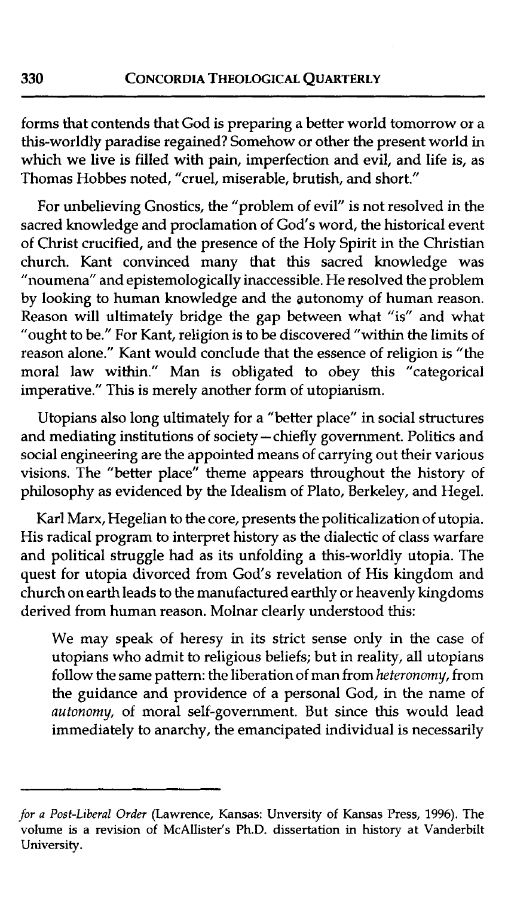forms that contends that God is preparing a better world tomorrow or a this-worldly paradise regained? Somehow or other the present world in which we live is filled with pain, imperfection and evil, and life is, as Thomas Hobbes noted, "cruel, miserable, brutish, and short."

For unbelieving Gnostics, the "problem of evil" is not resolved in the sacred knowledge and proclamation of God's word, the historical event of Christ crucified, and the presence of the Holy Spirit in the Christian church. Kant convinced many that this sacred knowledge was "noumena" and epistemologically inaccessible. He resolved the problem by looking to human knowledge and the autonomy of human reason. Reason will ultimately bridge the gap between what "is" and what "ought to be." For Kant, religion is to be discovered "within the limits of reason alone." Kant would conclude that the essence of religion is "the moral law within." Man is obligated to obey this "categorical imperative." This is merely another form of utopianism.

Utopians also long ultimately for a "better place" in social structures and mediating institutions of society—chiefly government. Politics and social engineering are the appointed means of carrying out their various visions. The "better place" theme appears throughout the history of philosophy as evidenced by the Idealism of Plato, Berkeley, and Hegel.

Karl Marx, Hegelian to the core, presents the politicalization of utopia. His radical program to interpret history as the dialectic of class warfare and political struggle had as its unfolding a this-worldly utopia. The quest for utopia divorced from God's revelation of His kingdom and church on earth leads to the manufactured earthly or heavenly kingdoms derived from human reason. Molnar clearly understood this:

> We may speak of heresy in its strict sense only in the case of utopians who admit to religious beliefs; but in reality, all utopians follow the same pattern: the liberation of man from *heteronomy*, from the guidance and providence of a personal God, in the name of *autonomy*, of moral self-government. But since this would lead immediately to anarchy, the emancipated individual is necessarily

---

*for a Post-Liberal Order* (Lawrence, Kansas: Unversity of Kansas Press, 1996). The volume is a revision of McAllister's Ph.D. dissertation in history at Vanderbilt University.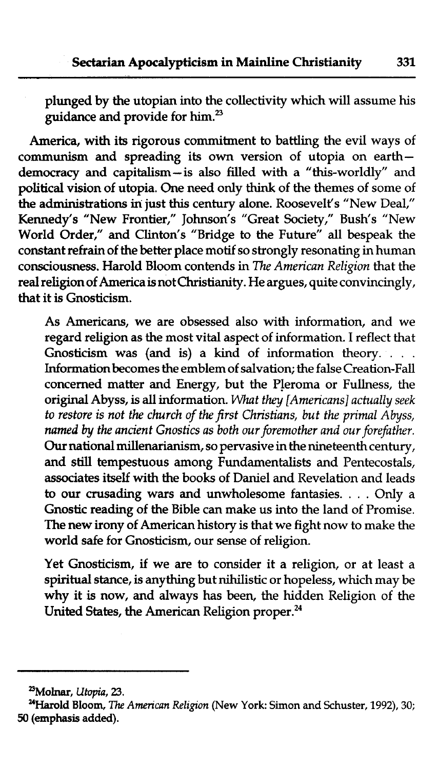> plunged by the utopian into the collectivity which will assume his guidance and provide for him.[23]

America, with its rigorous commitment to battling the evil ways of communism and spreading its own version of utopia on earth—democracy and capitalism—is also filled with a "this-worldly" and political vision of utopia. One need only think of the themes of some of the administrations in just this century alone. Roosevelt's "New Deal," Kennedy's "New Frontier," Johnson's "Great Society," Bush's "New World Order," and Clinton's "Bridge to the Future" all bespeak the constant refrain of the better place motif so strongly resonating in human consciousness. Harold Bloom contends in *The American Religion* that the real religion of America is not Christianity. He argues, quite convincingly, that it is Gnosticism.

> As Americans, we are obsessed also with information, and we regard religion as the most vital aspect of information. I reflect that Gnosticism was (and is) a kind of information theory. . . . Information becomes the emblem of salvation; the false Creation-Fall concerned matter and Energy, but the Pleroma or Fullness, the original Abyss, is all information. *What they [Americans] actually seek to restore is not the church of the first Christians, but the primal Abyss, named by the ancient Gnostics as both our foremother and our forefather.* Our national millenarianism, so pervasive in the nineteenth century, and still tempestuous among Fundamentalists and Pentecostals, associates itself with the books of Daniel and Revelation and leads to our crusading wars and unwholesome fantasies. . . . Only a Gnostic reading of the Bible can make us into the land of Promise. The new irony of American history is that we fight now to make the world safe for Gnosticism, our sense of religion.
>
> Yet Gnosticism, if we are to consider it a religion, or at least a spiritual stance, is anything but nihilistic or hopeless, which may be why it is now, and always has been, the hidden Religion of the United States, the American Religion proper.[24]

---

[23] Molnar, *Utopia*, 23.

[24] Harold Bloom, *The American Religion* (New York: Simon and Schuster, 1992), 30; 50 (emphasis added).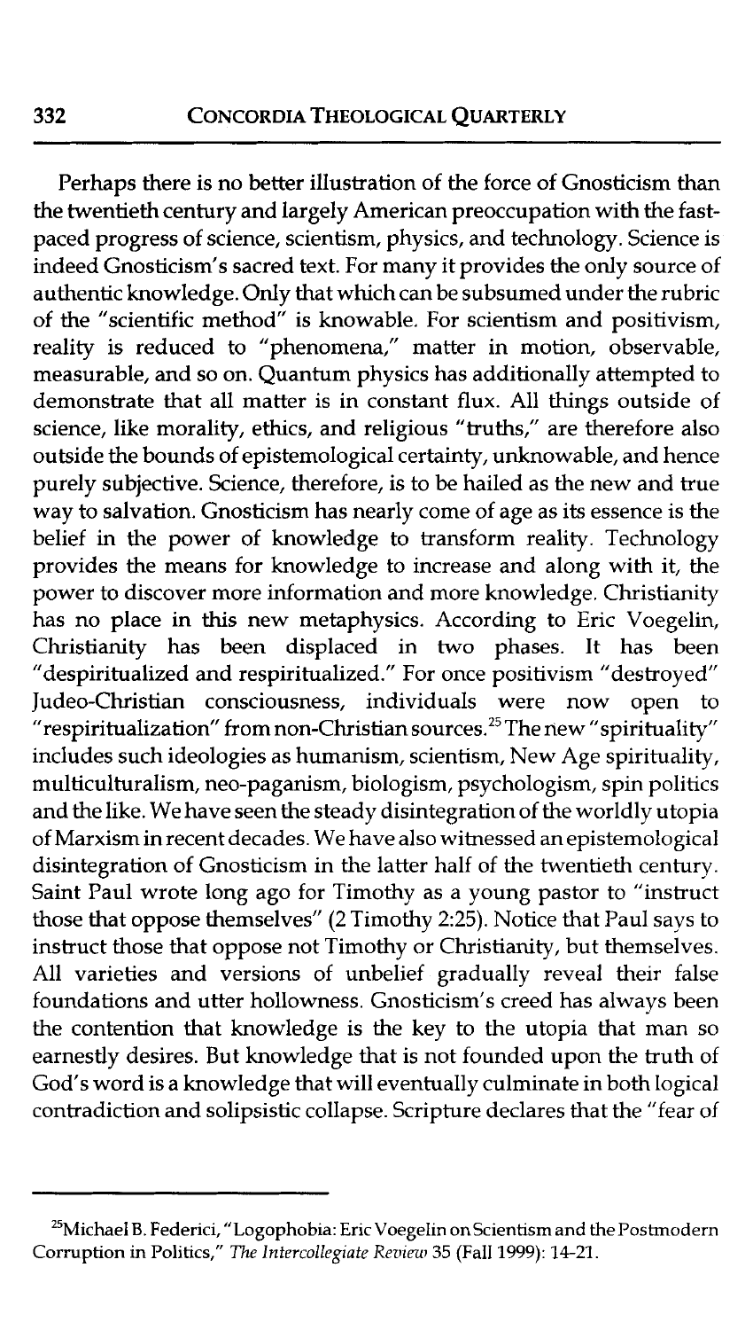Perhaps there is no better illustration of the force of Gnosticism than the twentieth century and largely American preoccupation with the fast-paced progress of science, scientism, physics, and technology. Science is indeed Gnosticism's sacred text. For many it provides the only source of authentic knowledge. Only that which can be subsumed under the rubric of the "scientific method" is knowable. For scientism and positivism, reality is reduced to "phenomena," matter in motion, observable, measurable, and so on. Quantum physics has additionally attempted to demonstrate that all matter is in constant flux. All things outside of science, like morality, ethics, and religious "truths," are therefore also outside the bounds of epistemological certainty, unknowable, and hence purely subjective. Science, therefore, is to be hailed as the new and true way to salvation. Gnosticism has nearly come of age as its essence is the belief in the power of knowledge to transform reality. Technology provides the means for knowledge to increase and along with it, the power to discover more information and more knowledge. Christianity has no place in this new metaphysics. According to Eric Voegelin, Christianity has been displaced in two phases. It has been "despiritualized and respiritualized." For once positivism "destroyed" Judeo-Christian consciousness, individuals were now open to "respiritualization" from non-Christian sources.[25] The new "spirituality" includes such ideologies as humanism, scientism, New Age spirituality, multiculturalism, neo-paganism, biologism, psychologism, spin politics and the like. We have seen the steady disintegration of the worldly utopia of Marxism in recent decades. We have also witnessed an epistemological disintegration of Gnosticism in the latter half of the twentieth century. Saint Paul wrote long ago for Timothy as a young pastor to "instruct those that oppose themselves" (2 Timothy 2:25). Notice that Paul says to instruct those that oppose not Timothy or Christianity, but themselves. All varieties and versions of unbelief gradually reveal their false foundations and utter hollowness. Gnosticism's creed has always been the contention that knowledge is the key to the utopia that man so earnestly desires. But knowledge that is not founded upon the truth of God's word is a knowledge that will eventually culminate in both logical contradiction and solipsistic collapse. Scripture declares that the "fear of

---

[25] Michael B. Federici, "Logophobia: Eric Voegelin on Scientism and the Postmodern Corruption in Politics," *The Intercollegiate Review* 35 (Fall 1999): 14-21.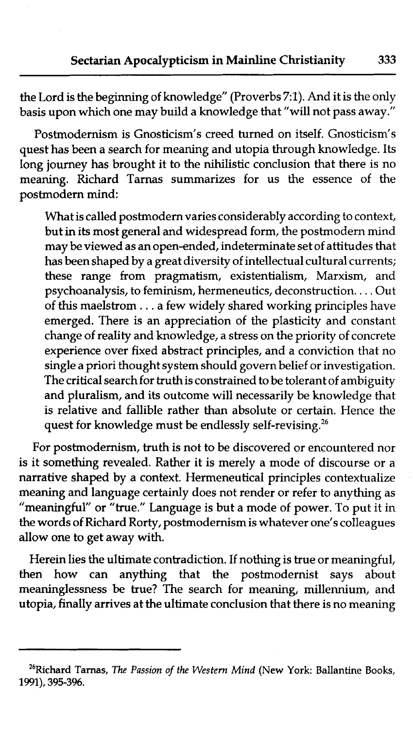the Lord is the beginning of knowledge" (Proverbs 7:1). And it is the only basis upon which one may build a knowledge that "will not pass away."

Postmodernism is Gnosticism's creed turned on itself. Gnosticism's quest has been a search for meaning and utopia through knowledge. Its long journey has brought it to the nihilistic conclusion that there is no meaning. Richard Tarnas summarizes for us the essence of the postmodern mind:

> What is called postmodern varies considerably according to context, but in its most general and widespread form, the postmodern mind may be viewed as an open-ended, indeterminate set of attitudes that has been shaped by a great diversity of intellectual cultural currents; these range from pragmatism, existentialism, Marxism, and psychoanalysis, to feminism, hermeneutics, deconstruction.... Out of this maelstrom ... a few widely shared working principles have emerged. There is an appreciation of the plasticity and constant change of reality and knowledge, a stress on the priority of concrete experience over fixed abstract principles, and a conviction that no single a priori thought system should govern belief or investigation. The critical search for truth is constrained to be tolerant of ambiguity and pluralism, and its outcome will necessarily be knowledge that is relative and fallible rather than absolute or certain. Hence the quest for knowledge must be endlessly self-revising.[26]

For postmodernism, truth is not to be discovered or encountered nor is it something revealed. Rather it is merely a mode of discourse or a narrative shaped by a context. Hermeneutical principles contextualize meaning and language certainly does not render or refer to anything as "meaningful" or "true." Language is but a mode of power. To put it in the words of Richard Rorty, postmodernism is whatever one's colleagues allow one to get away with.

Herein lies the ultimate contradiction. If nothing is true or meaningful, then how can anything that the postmodernist says about meaninglessness be true? The search for meaning, millennium, and utopia, finally arrives at the ultimate conclusion that there is no meaning

---

[26]Richard Tarnas, *The Passion of the Western Mind* (New York: Ballantine Books, 1991), 395-396.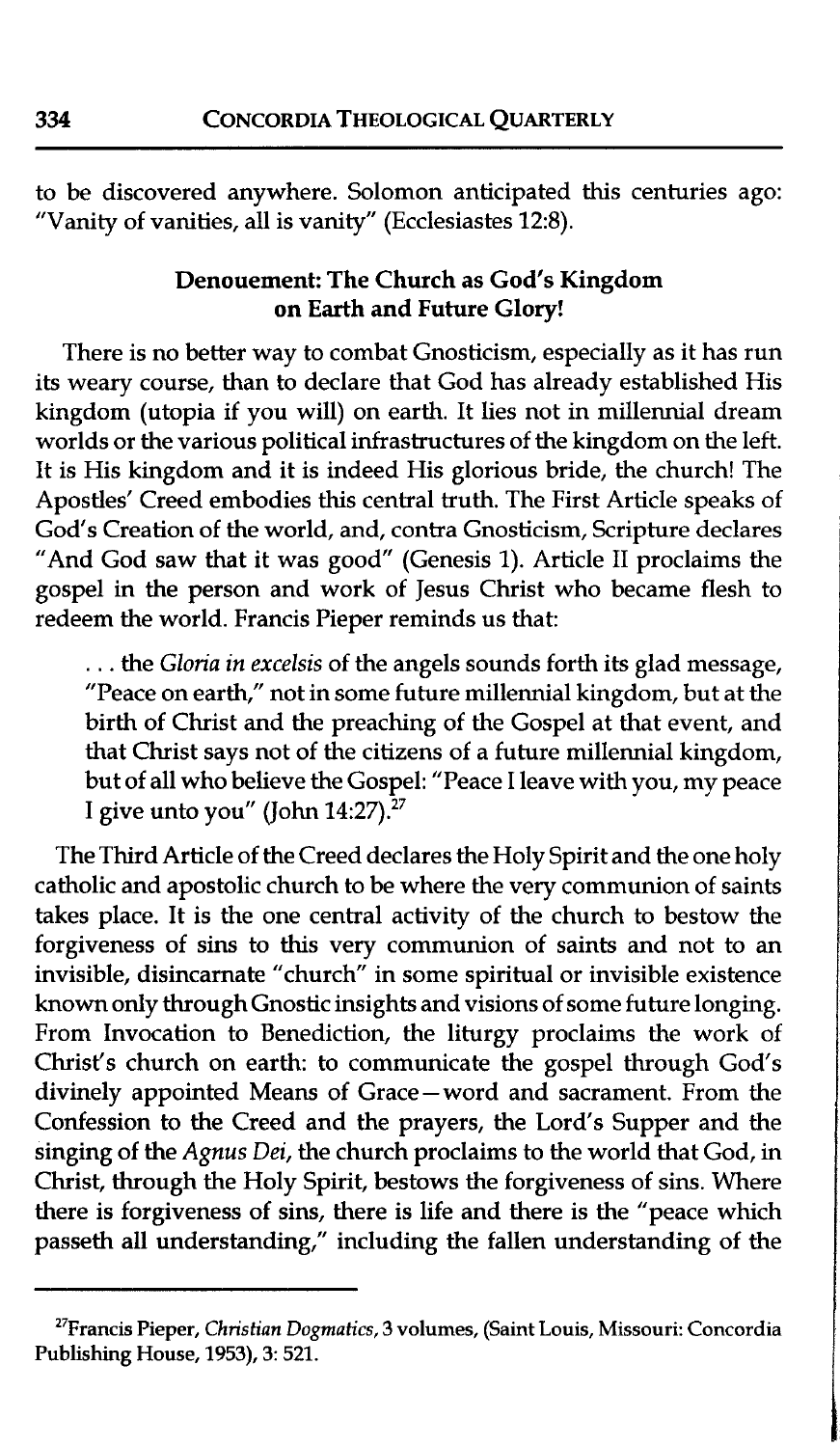to be discovered anywhere. Solomon anticipated this centuries ago: "Vanity of vanities, all is vanity" (Ecclesiastes 12:8).

## Denouement: The Church as God's Kingdom on Earth and Future Glory!

There is no better way to combat Gnosticism, especially as it has run its weary course, than to declare that God has already established His kingdom (utopia if you will) on earth. It lies not in millennial dream worlds or the various political infrastructures of the kingdom on the left. It is His kingdom and it is indeed His glorious bride, the church! The Apostles' Creed embodies this central truth. The First Article speaks of God's Creation of the world, and, contra Gnosticism, Scripture declares "And God saw that it was good" (Genesis 1). Article II proclaims the gospel in the person and work of Jesus Christ who became flesh to redeem the world. Francis Pieper reminds us that:

> . . . the *Gloria in excelsis* of the angels sounds forth its glad message, "Peace on earth," not in some future millennial kingdom, but at the birth of Christ and the preaching of the Gospel at that event, and that Christ says not of the citizens of a future millennial kingdom, but of all who believe the Gospel: "Peace I leave with you, my peace I give unto you" (John 14:27).[27]

The Third Article of the Creed declares the Holy Spirit and the one holy catholic and apostolic church to be where the very communion of saints takes place. It is the one central activity of the church to bestow the forgiveness of sins to this very communion of saints and not to an invisible, disincarnate "church" in some spiritual or invisible existence known only through Gnostic insights and visions of some future longing. From Invocation to Benediction, the liturgy proclaims the work of Christ's church on earth: to communicate the gospel through God's divinely appointed Means of Grace—word and sacrament. From the Confession to the Creed and the prayers, the Lord's Supper and the singing of the *Agnus Dei*, the church proclaims to the world that God, in Christ, through the Holy Spirit, bestows the forgiveness of sins. Where there is forgiveness of sins, there is life and there is the "peace which passeth all understanding," including the fallen understanding of the

---

[27] Francis Pieper, *Christian Dogmatics*, 3 volumes, (Saint Louis, Missouri: Concordia Publishing House, 1953), 3: 521.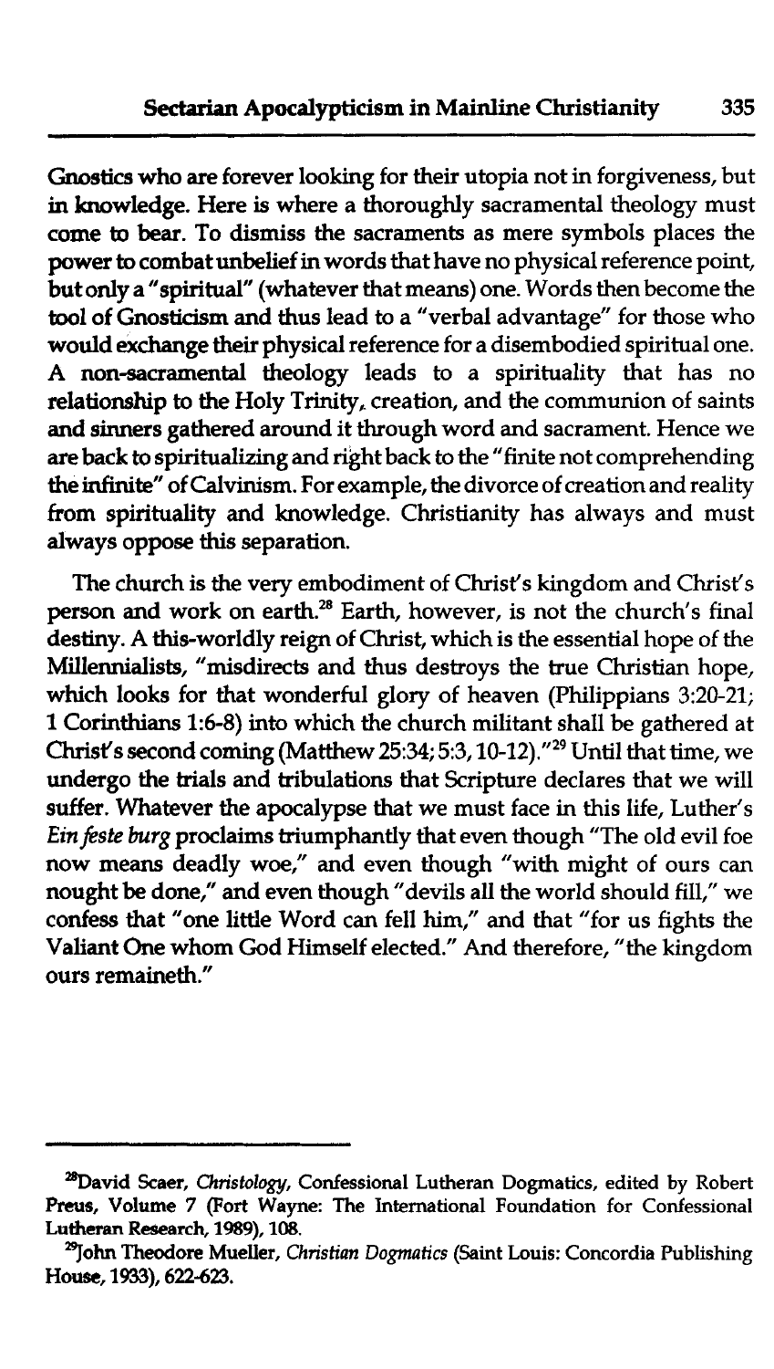Gnostics who are forever looking for their utopia not in forgiveness, but in knowledge. Here is where a thoroughly sacramental theology must come to bear. To dismiss the sacraments as mere symbols places the power to combat unbelief in words that have no physical reference point, but only a "spiritual" (whatever that means) one. Words then become the tool of Gnosticism and thus lead to a "verbal advantage" for those who would exchange their physical reference for a disembodied spiritual one. A non-sacramental theology leads to a spirituality that has no relationship to the Holy Trinity, creation, and the communion of saints and sinners gathered around it through word and sacrament. Hence we are back to spiritualizing and right back to the "finite not comprehending the infinite" of Calvinism. For example, the divorce of creation and reality from spirituality and knowledge. Christianity has always and must always oppose this separation.

The church is the very embodiment of Christ's kingdom and Christ's person and work on earth.[28] Earth, however, is not the church's final destiny. A this-worldly reign of Christ, which is the essential hope of the Millennialists, "misdirects and thus destroys the true Christian hope, which looks for that wonderful glory of heaven (Philippians 3:20-21; 1 Corinthians 1:6-8) into which the church militant shall be gathered at Christ's second coming (Matthew 25:34; 5:3, 10-12)."[29] Until that time, we undergo the trials and tribulations that Scripture declares that we will suffer. Whatever the apocalypse that we must face in this life, Luther's *Ein feste burg* proclaims triumphantly that even though "The old evil foe now means deadly woe," and even though "with might of ours can nought be done," and even though "devils all the world should fill," we confess that "one little Word can fell him," and that "for us fights the Valiant One whom God Himself elected." And therefore, "the kingdom ours remaineth."

---

[28]David Scaer, *Christology*, Confessional Lutheran Dogmatics, edited by Robert Preus, Volume 7 (Fort Wayne: The International Foundation for Confessional Lutheran Research, 1989), 108.

[29]John Theodore Mueller, *Christian Dogmatics* (Saint Louis: Concordia Publishing House, 1933), 622-623.